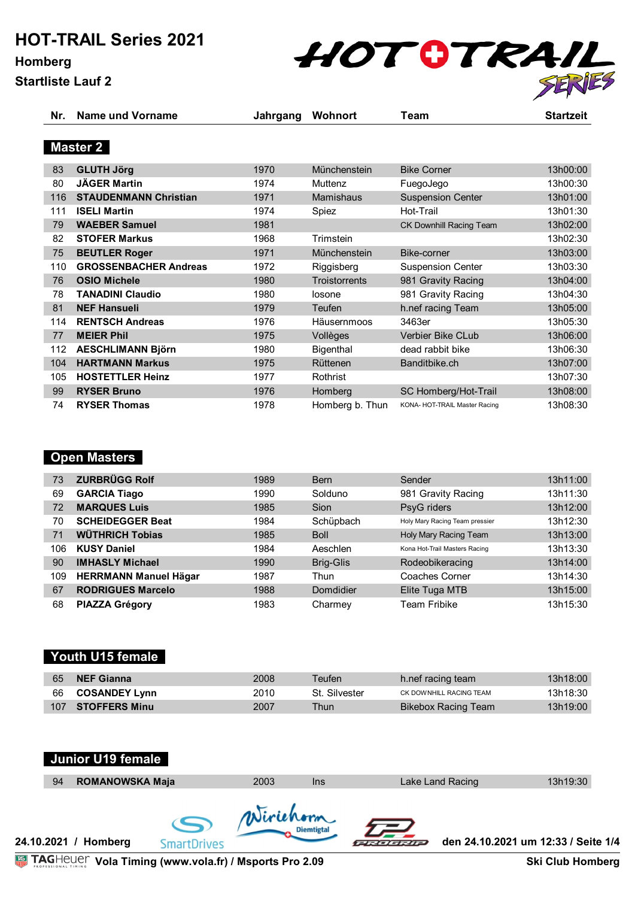# HOT-TRAIL Series 2021

**Homberg**

**Startliste Lauf 2**

## Master 2

| Nr. | Name und Vorname | Jahrgang | Wohnort | Team | Startzeit |
|---|---|---|---|---|---|
| 83 | **GLUTH Jörg** | 1970 | Münchenstein | Bike Corner | 13h00:00 |
| 80 | **JÄGER Martin** | 1974 | Muttenz | FuegoJego | 13h00:30 |
| 116 | **STAUDENMANN Christian** | 1971 | Mamishaus | Suspension Center | 13h01:00 |
| 111 | **ISELI Martin** | 1974 | Spiez | Hot-Trail | 13h01:30 |
| 79 | **WAEBER Samuel** | 1981 | | CK Downhill Racing Team | 13h02:00 |
| 82 | **STOFER Markus** | 1968 | Trimstein | | 13h02:30 |
| 75 | **BEUTLER Roger** | 1971 | Münchenstein | Bike-corner | 13h03:00 |
| 110 | **GROSSENBACHER Andreas** | 1972 | Riggisberg | Suspension Center | 13h03:30 |
| 76 | **OSIO Michele** | 1980 | Troistorrents | 981 Gravity Racing | 13h04:00 |
| 78 | **TANADINI Claudio** | 1980 | losone | 981 Gravity Racing | 13h04:30 |
| 81 | **NEF Hansueli** | 1979 | Teufen | h.nef racing Team | 13h05:00 |
| 114 | **RENTSCH Andreas** | 1976 | Häusernmoos | 3463er | 13h05:30 |
| 77 | **MEIER Phil** | 1975 | Vollèges | Verbier Bike CLub | 13h06:00 |
| 112 | **AESCHLIMANN Björn** | 1980 | Bigenthal | dead rabbit bike | 13h06:30 |
| 104 | **HARTMANN Markus** | 1975 | Rüttenen | Banditbike.ch | 13h07:00 |
| 105 | **HOSTETTLER Heinz** | 1977 | Rothrist | | 13h07:30 |
| 99 | **RYSER Bruno** | 1976 | Homberg | SC Homberg/Hot-Trail | 13h08:00 |
| 74 | **RYSER Thomas** | 1978 | Homberg b. Thun | KONA- HOT-TRAIL Master Racing | 13h08:30 |

## Open Masters

| Nr. | Name und Vorname | Jahrgang | Wohnort | Team | Startzeit |
|---|---|---|---|---|---|
| 73 | **ZURBRÜGG Rolf** | 1989 | Bern | Sender | 13h11:00 |
| 69 | **GARCIA Tiago** | 1990 | Solduno | 981 Gravity Racing | 13h11:30 |
| 72 | **MARQUES Luis** | 1985 | Sion | PsyG riders | 13h12:00 |
| 70 | **SCHEIDEGGER Beat** | 1984 | Schüpbach | Holy Mary Racing Team pressier | 13h12:30 |
| 71 | **WÜTHRICH Tobias** | 1985 | Boll | Holy Mary Racing Team | 13h13:00 |
| 106 | **KUSY Daniel** | 1984 | Aeschlen | Kona Hot-Trail Masters Racing | 13h13:30 |
| 90 | **IMHASLY Michael** | 1990 | Brig-Glis | Rodeobikeracing | 13h14:00 |
| 109 | **HERRMANN Manuel Hägar** | 1987 | Thun | Coaches Corner | 13h14:30 |
| 67 | **RODRIGUES Marcelo** | 1988 | Domdidier | Elite Tuga MTB | 13h15:00 |
| 68 | **PIAZZA Grégory** | 1983 | Charmey | Team Fribike | 13h15:30 |

## Youth U15 female

| Nr. | Name und Vorname | Jahrgang | Wohnort | Team | Startzeit |
|---|---|---|---|---|---|
| 65 | **NEF Gianna** | 2008 | Teufen | h.nef racing team | 13h18:00 |
| 66 | **COSANDEY Lynn** | 2010 | St. Silvester | CK DOWNHILL RACING TEAM | 13h18:30 |
| 107 | **STOFFERS Minu** | 2007 | Thun | Bikebox Racing Team | 13h19:00 |

## Junior U19 female

| Nr. | Name und Vorname | Jahrgang | Wohnort | Team | Startzeit |
|---|---|---|---|---|---|
| 94 | **ROMANOWSKA Maja** | 2003 | Ins | Lake Land Racing | 13h19:30 |

24.10.2021 / Homberg — den 24.10.2021 um 12:33

Vola Timing (www.vola.fr) / Msports Pro 2.09 — Ski Club Homberg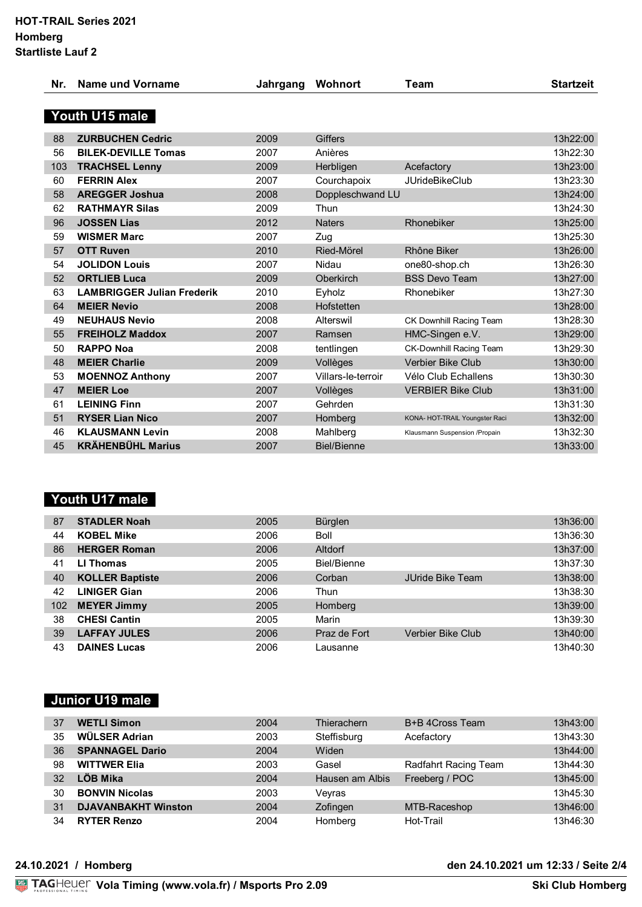**HOT-TRAIL Series 2021**
**Homberg**
**Startliste Lauf 2**

## Youth U15 male

| Nr. | Name und Vorname | Jahrgang | Wohnort | Team | Startzeit |
|---|---|---|---|---|---|
| 88 | **ZURBUCHEN Cedric** | 2009 | Giffers | | 13h22:00 |
| 56 | **BILEK-DEVILLE Tomas** | 2007 | Anières | | 13h22:30 |
| 103 | **TRACHSEL Lenny** | 2009 | Herbligen | Acefactory | 13h23:00 |
| 60 | **FERRIN Alex** | 2007 | Courchapoix | JUrideBikeClub | 13h23:30 |
| 58 | **AREGGER Joshua** | 2008 | Doppleschwand LU | | 13h24:00 |
| 62 | **RATHMAYR Silas** | 2009 | Thun | | 13h24:30 |
| 96 | **JOSSEN Lias** | 2012 | Naters | Rhonebiker | 13h25:00 |
| 59 | **WISMER Marc** | 2007 | Zug | | 13h25:30 |
| 57 | **OTT Ruven** | 2010 | Ried-Mörel | Rhône Biker | 13h26:00 |
| 54 | **JOLIDON Louis** | 2007 | Nidau | one80-shop.ch | 13h26:30 |
| 52 | **ORTLIEB Luca** | 2009 | Oberkirch | BSS Devo Team | 13h27:00 |
| 63 | **LAMBRIGGER Julian Frederik** | 2010 | Eyholz | Rhonebiker | 13h27:30 |
| 64 | **MEIER Nevio** | 2008 | Hofstetten | | 13h28:00 |
| 49 | **NEUHAUS Nevio** | 2008 | Alterswil | CK Downhill Racing Team | 13h28:30 |
| 55 | **FREIHOLZ Maddox** | 2007 | Ramsen | HMC-Singen e.V. | 13h29:00 |
| 50 | **RAPPO Noa** | 2008 | tentlingen | CK-Downhill Racing Team | 13h29:30 |
| 48 | **MEIER Charlie** | 2009 | Vollèges | Verbier Bike Club | 13h30:00 |
| 53 | **MOENNOZ Anthony** | 2007 | Villars-le-terroir | Vélo Club Echallens | 13h30:30 |
| 47 | **MEIER Loe** | 2007 | Vollèges | VERBIER Bike Club | 13h31:00 |
| 61 | **LEINING Finn** | 2007 | Gehrden | | 13h31:30 |
| 51 | **RYSER Lian Nico** | 2007 | Homberg | KONA- HOT-TRAIL Youngster Raci | 13h32:00 |
| 46 | **KLAUSMANN Levin** | 2008 | Mahlberg | Klausmann Suspension /Propain | 13h32:30 |
| 45 | **KRÄHENBÜHL Marius** | 2007 | Biel/Bienne | | 13h33:00 |

## Youth U17 male

| Nr. | Name und Vorname | Jahrgang | Wohnort | Team | Startzeit |
|---|---|---|---|---|---|
| 87 | **STADLER Noah** | 2005 | Bürglen | | 13h36:00 |
| 44 | **KOBEL Mike** | 2006 | Boll | | 13h36:30 |
| 86 | **HERGER Roman** | 2006 | Altdorf | | 13h37:00 |
| 41 | **LI Thomas** | 2005 | Biel/Bienne | | 13h37:30 |
| 40 | **KOLLER Baptiste** | 2006 | Corban | JUride Bike Team | 13h38:00 |
| 42 | **LINIGER Gian** | 2006 | Thun | | 13h38:30 |
| 102 | **MEYER Jimmy** | 2005 | Homberg | | 13h39:00 |
| 38 | **CHESI Cantin** | 2005 | Marin | | 13h39:30 |
| 39 | **LAFFAY JULES** | 2006 | Praz de Fort | Verbier Bike Club | 13h40:00 |
| 43 | **DAINES Lucas** | 2006 | Lausanne | | 13h40:30 |

## Junior U19 male

| Nr. | Name und Vorname | Jahrgang | Wohnort | Team | Startzeit |
|---|---|---|---|---|---|
| 37 | **WETLI Simon** | 2004 | Thierachern | B+B 4Cross Team | 13h43:00 |
| 35 | **WÜLSER Adrian** | 2003 | Steffisburg | Acefactory | 13h43:30 |
| 36 | **SPANNAGEL Dario** | 2004 | Widen | | 13h44:00 |
| 98 | **WITTWER Elia** | 2003 | Gasel | Radfahrt Racing Team | 13h44:30 |
| 32 | **LÖB Mika** | 2004 | Hausen am Albis | Freeberg / POC | 13h45:00 |
| 30 | **BONVIN Nicolas** | 2003 | Veyras | | 13h45:30 |
| 31 | **DJAVANBAKHT Winston** | 2004 | Zofingen | MTB-Raceshop | 13h46:00 |
| 34 | **RYTER Renzo** | 2004 | Homberg | Hot-Trail | 13h46:30 |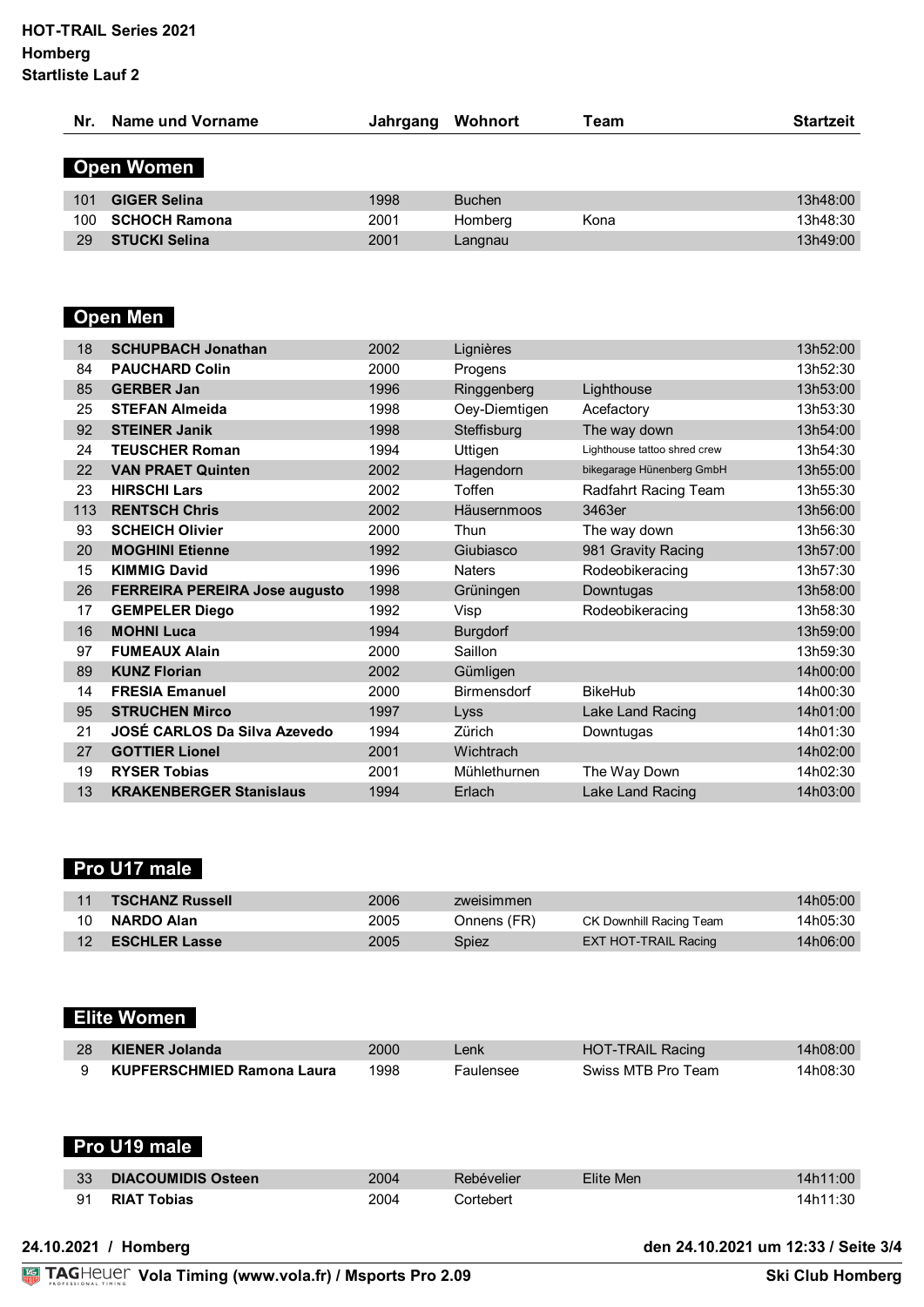**HOT-TRAIL Series 2021**
**Homberg**
**Startliste Lauf 2**

| Nr. | Name und Vorname | Jahrgang | Wohnort | Team | Startzeit |
|---|---|---|---|---|---|

## Open Women

| Nr. | Name und Vorname | Jahrgang | Wohnort | Team | Startzeit |
|---|---|---|---|---|---|
| 101 | **GIGER Selina** | 1998 | Buchen | | 13h48:00 |
| 100 | **SCHOCH Ramona** | 2001 | Homberg | Kona | 13h48:30 |
| 29 | **STUCKI Selina** | 2001 | Langnau | | 13h49:00 |

## Open Men

| Nr. | Name und Vorname | Jahrgang | Wohnort | Team | Startzeit |
|---|---|---|---|---|---|
| 18 | **SCHUPBACH Jonathan** | 2002 | Lignières | | 13h52:00 |
| 84 | **PAUCHARD Colin** | 2000 | Progens | | 13h52:30 |
| 85 | **GERBER Jan** | 1996 | Ringgenberg | Lighthouse | 13h53:00 |
| 25 | **STEFAN Almeida** | 1998 | Oey-Diemtigen | Acefactory | 13h53:30 |
| 92 | **STEINER Janik** | 1998 | Steffisburg | The way down | 13h54:00 |
| 24 | **TEUSCHER Roman** | 1994 | Uttigen | Lighthouse tattoo shred crew | 13h54:30 |
| 22 | **VAN PRAET Quinten** | 2002 | Hagendorn | bikegarage Hünenberg GmbH | 13h55:00 |
| 23 | **HIRSCHI Lars** | 2002 | Toffen | Radfahrt Racing Team | 13h55:30 |
| 113 | **RENTSCH Chris** | 2002 | Häusernmoos | 3463er | 13h56:00 |
| 93 | **SCHEICH Olivier** | 2000 | Thun | The way down | 13h56:30 |
| 20 | **MOGHINI Etienne** | 1992 | Giubiasco | 981 Gravity Racing | 13h57:00 |
| 15 | **KIMMIG David** | 1996 | Naters | Rodeobikeracing | 13h57:30 |
| 26 | **FERREIRA PEREIRA Jose augusto** | 1998 | Grüningen | Downtugas | 13h58:00 |
| 17 | **GEMPELER Diego** | 1992 | Visp | Rodeobikeracing | 13h58:30 |
| 16 | **MOHNI Luca** | 1994 | Burgdorf | | 13h59:00 |
| 97 | **FUMEAUX Alain** | 2000 | Saillon | | 13h59:30 |
| 89 | **KUNZ Florian** | 2002 | Gümligen | | 14h00:00 |
| 14 | **FRESIA Emanuel** | 2000 | Birmensdorf | BikeHub | 14h00:30 |
| 95 | **STRUCHEN Mirco** | 1997 | Lyss | Lake Land Racing | 14h01:00 |
| 21 | **JOSÉ CARLOS Da Silva Azevedo** | 1994 | Zürich | Downtugas | 14h01:30 |
| 27 | **GOTTIER Lionel** | 2001 | Wichtrach | | 14h02:00 |
| 19 | **RYSER Tobias** | 2001 | Mühlethurnen | The Way Down | 14h02:30 |
| 13 | **KRAKENBERGER Stanislaus** | 1994 | Erlach | Lake Land Racing | 14h03:00 |

## Pro U17 male

| Nr. | Name und Vorname | Jahrgang | Wohnort | Team | Startzeit |
|---|---|---|---|---|---|
| 11 | **TSCHANZ Russell** | 2006 | zweisimmen | | 14h05:00 |
| 10 | **NARDO Alan** | 2005 | Onnens (FR) | CK Downhill Racing Team | 14h05:30 |
| 12 | **ESCHLER Lasse** | 2005 | Spiez | EXT HOT-TRAIL Racing | 14h06:00 |

## Elite Women

| Nr. | Name und Vorname | Jahrgang | Wohnort | Team | Startzeit |
|---|---|---|---|---|---|
| 28 | **KIENER Jolanda** | 2000 | Lenk | HOT-TRAIL Racing | 14h08:00 |
| 9 | **KUPFERSCHMIED Ramona Laura** | 1998 | Faulensee | Swiss MTB Pro Team | 14h08:30 |

## Pro U19 male

| Nr. | Name und Vorname | Jahrgang | Wohnort | Team | Startzeit |
|---|---|---|---|---|---|
| 33 | **DIACOUMIDIS Osteen** | 2004 | Rebévelier | Elite Men | 14h11:00 |
| 91 | **RIAT Tobias** | 2004 | Cortebert | | 14h11:30 |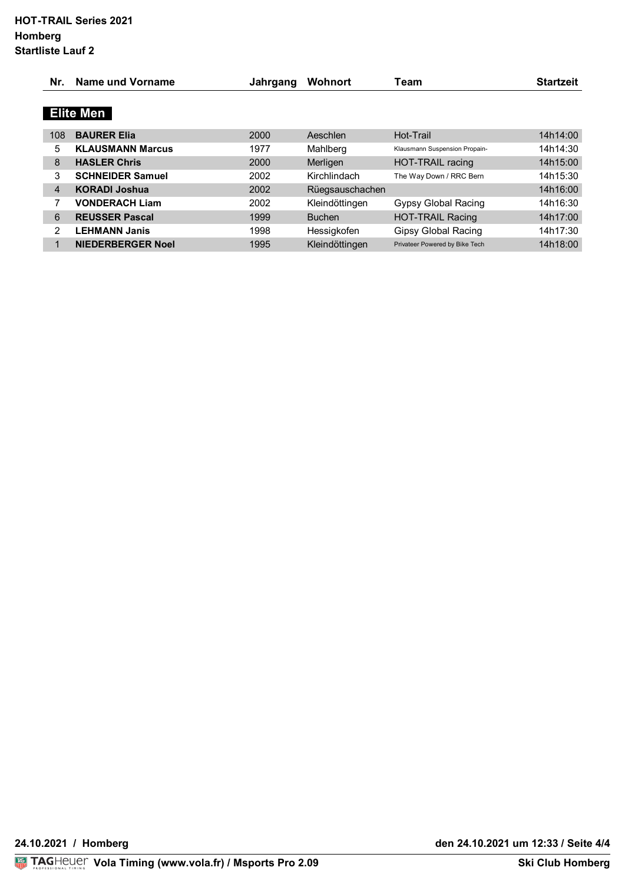**HOT-TRAIL Series 2021**
**Homberg**
**Startliste Lauf 2**

| Nr. | Name und Vorname | Jahrgang | Wohnort | Team | Startzeit |
|---|---|---|---|---|---|

## Elite Men

| Nr. | Name und Vorname | Jahrgang | Wohnort | Team | Startzeit |
|---|---|---|---|---|---|
| 108 | **BAURER Elia** | 2000 | Aeschlen | Hot-Trail | 14h14:00 |
| 5 | **KLAUSMANN Marcus** | 1977 | Mahlberg | Klausmann Suspension Propain- | 14h14:30 |
| 8 | **HASLER Chris** | 2000 | Merligen | HOT-TRAIL racing | 14h15:00 |
| 3 | **SCHNEIDER Samuel** | 2002 | Kirchlindach | The Way Down / RRC Bern | 14h15:30 |
| 4 | **KORADI Joshua** | 2002 | Rüegsauschachen | | 14h16:00 |
| 7 | **VONDERACH Liam** | 2002 | Kleindöttingen | Gypsy Global Racing | 14h16:30 |
| 6 | **REUSSER Pascal** | 1999 | Buchen | HOT-TRAIL Racing | 14h17:00 |
| 2 | **LEHMANN Janis** | 1998 | Hessigkofen | Gipsy Global Racing | 14h17:30 |
| 1 | **NIEDERBERGER Noel** | 1995 | Kleindöttingen | Privateer Powered by Bike Tech | 14h18:00 |

24.10.2021 / Homberg — den 24.10.2021 um 12:33

Vola Timing (www.vola.fr) / Msports Pro 2.09 — Ski Club Homberg